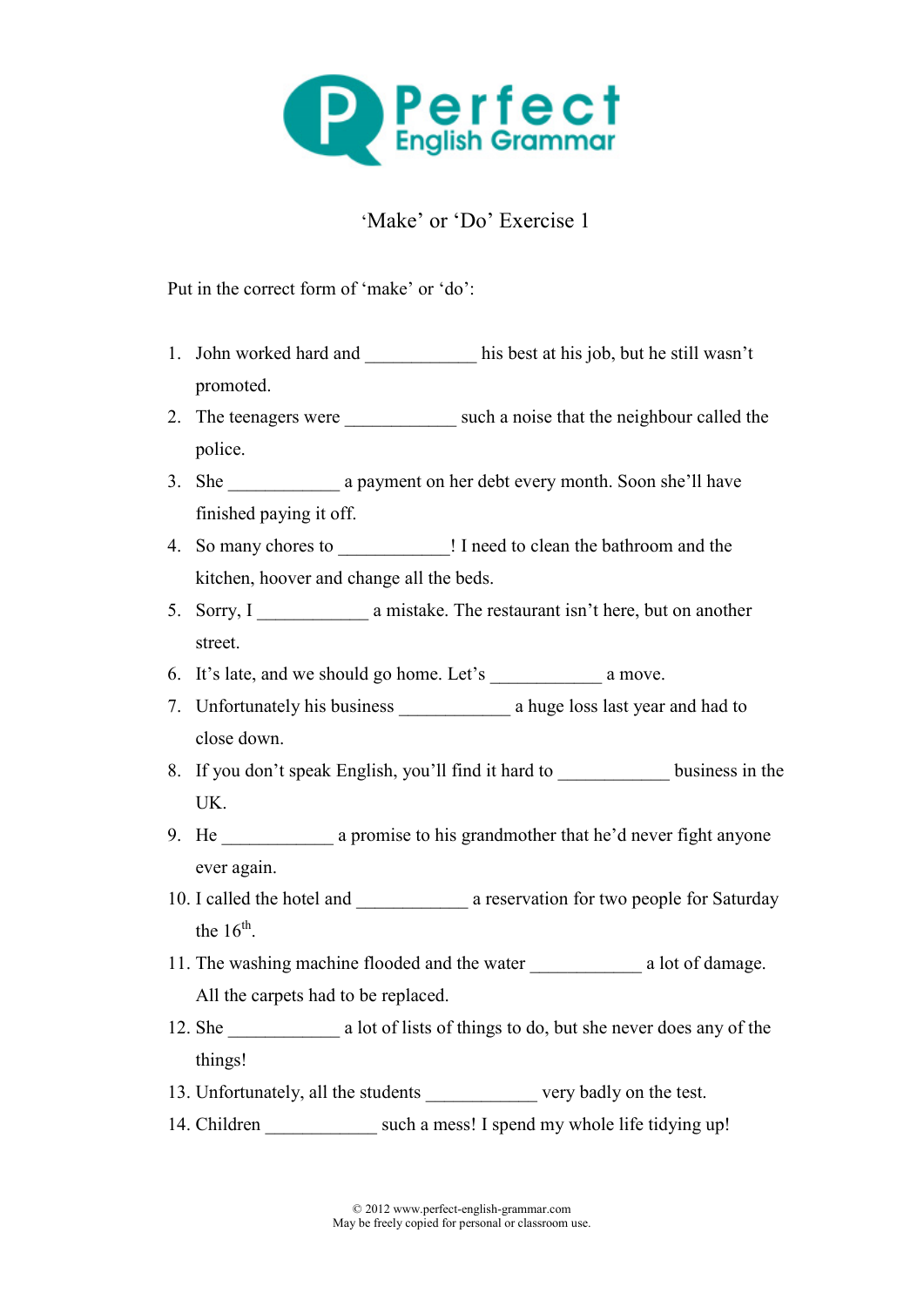Perfect
English Grammar

# 'Make' or 'Do' Exercise 1

Put in the correct form of 'make' or 'do':

1. John worked hard and ____________ his best at his job, but he still wasn't promoted.
2. The teenagers were ____________ such a noise that the neighbour called the police.
3. She ____________ a payment on her debt every month. Soon she'll have finished paying it off.
4. So many chores to ____________! I need to clean the bathroom and the kitchen, hoover and change all the beds.
5. Sorry, I ____________ a mistake. The restaurant isn't here, but on another street.
6. It's late, and we should go home. Let's ____________ a move.
7. Unfortunately his business ____________ a huge loss last year and had to close down.
8. If you don't speak English, you'll find it hard to ____________ business in the UK.
9. He ____________ a promise to his grandmother that he'd never fight anyone ever again.
10. I called the hotel and ____________ a reservation for two people for Saturday the 16th.
11. The washing machine flooded and the water ____________ a lot of damage. All the carpets had to be replaced.
12. She ____________ a lot of lists of things to do, but she never does any of the things!
13. Unfortunately, all the students ____________ very badly on the test.
14. Children ____________ such a mess! I spend my whole life tidying up!

© 2012 www.perfect-english-grammar.com
May be freely copied for personal or classroom use.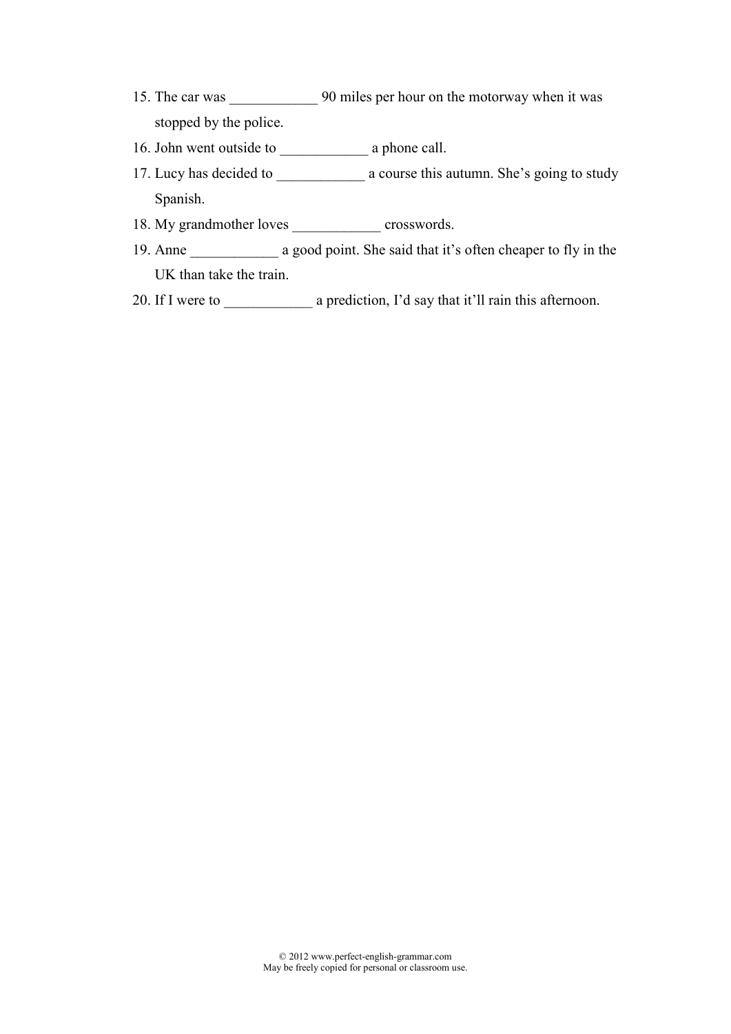15. The car was ____________ 90 miles per hour on the motorway when it was stopped by the police.
16. John went outside to ____________ a phone call.
17. Lucy has decided to ____________ a course this autumn. She's going to study Spanish.
18. My grandmother loves ____________ crosswords.
19. Anne ____________ a good point. She said that it's often cheaper to fly in the UK than take the train.
20. If I were to ____________ a prediction, I'd say that it'll rain this afternoon.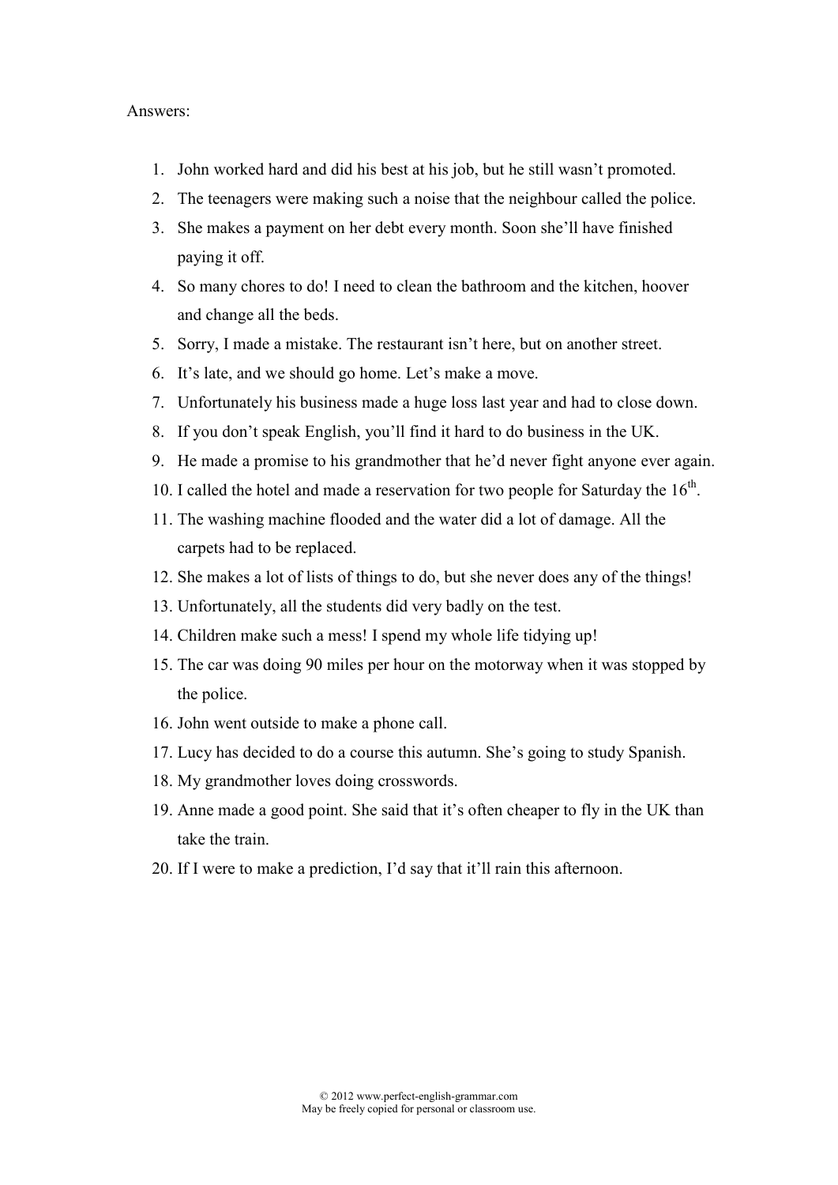Answers:

1. John worked hard and did his best at his job, but he still wasn't promoted.
2. The teenagers were making such a noise that the neighbour called the police.
3. She makes a payment on her debt every month. Soon she'll have finished paying it off.
4. So many chores to do! I need to clean the bathroom and the kitchen, hoover and change all the beds.
5. Sorry, I made a mistake. The restaurant isn't here, but on another street.
6. It's late, and we should go home. Let's make a move.
7. Unfortunately his business made a huge loss last year and had to close down.
8. If you don't speak English, you'll find it hard to do business in the UK.
9. He made a promise to his grandmother that he'd never fight anyone ever again.
10. I called the hotel and made a reservation for two people for Saturday the 16th.
11. The washing machine flooded and the water did a lot of damage. All the carpets had to be replaced.
12. She makes a lot of lists of things to do, but she never does any of the things!
13. Unfortunately, all the students did very badly on the test.
14. Children make such a mess! I spend my whole life tidying up!
15. The car was doing 90 miles per hour on the motorway when it was stopped by the police.
16. John went outside to make a phone call.
17. Lucy has decided to do a course this autumn. She's going to study Spanish.
18. My grandmother loves doing crosswords.
19. Anne made a good point. She said that it's often cheaper to fly in the UK than take the train.
20. If I were to make a prediction, I'd say that it'll rain this afternoon.

© 2012 www.perfect-english-grammar.com
May be freely copied for personal or classroom use.